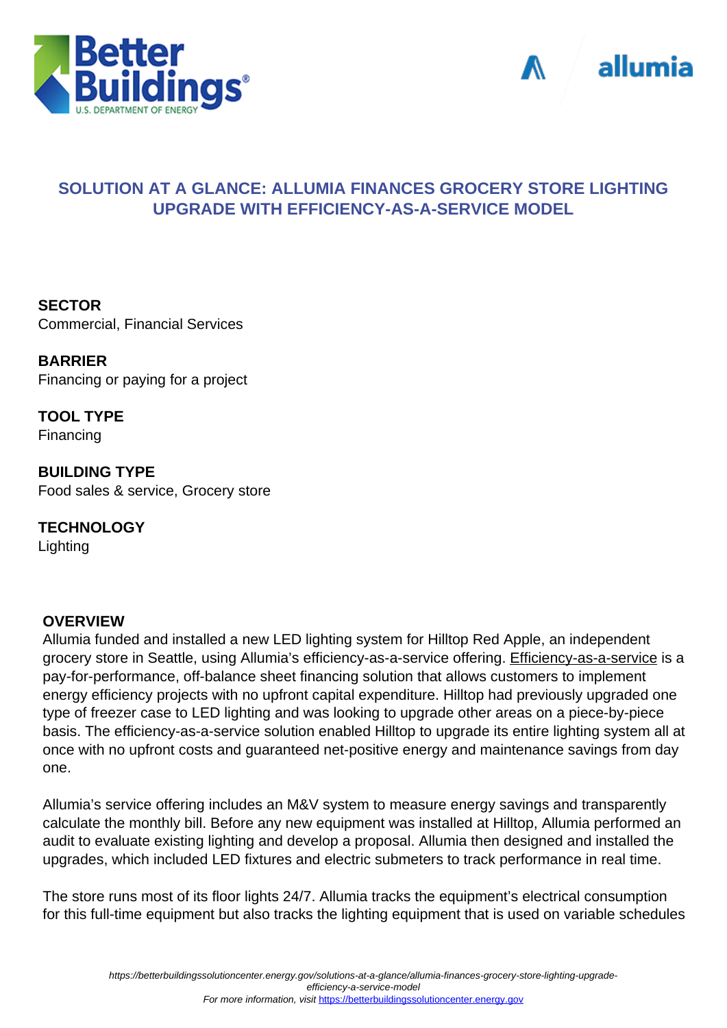# SOLUTION AT A GLANCE: ALLUMIA FINANCES GROCERY STORE LIGHTING UPGRADE WITH EFFICIENCY-AS-A-SERVICE MODEL

**SECTOR**
Commercial, Financial Services

**BARRIER**
Financing or paying for a project

**TOOL TYPE**
Financing

**BUILDING TYPE**
Food sales & service, Grocery store

**TECHNOLOGY**
Lighting

## OVERVIEW

Allumia funded and installed a new LED lighting system for Hilltop Red Apple, an independent grocery store in Seattle, using Allumia's efficiency-as-a-service offering. Efficiency-as-a-service is a pay-for-performance, off-balance sheet financing solution that allows customers to implement energy efficiency projects with no upfront capital expenditure. Hilltop had previously upgraded one type of freezer case to LED lighting and was looking to upgrade other areas on a piece-by-piece basis. The efficiency-as-a-service solution enabled Hilltop to upgrade its entire lighting system all at once with no upfront costs and guaranteed net-positive energy and maintenance savings from day one.

Allumia's service offering includes an M&V system to measure energy savings and transparently calculate the monthly bill. Before any new equipment was installed at Hilltop, Allumia performed an audit to evaluate existing lighting and develop a proposal. Allumia then designed and installed the upgrades, which included LED fixtures and electric submeters to track performance in real time.

The store runs most of its floor lights 24/7. Allumia tracks the equipment's electrical consumption for this full-time equipment but also tracks the lighting equipment that is used on variable schedules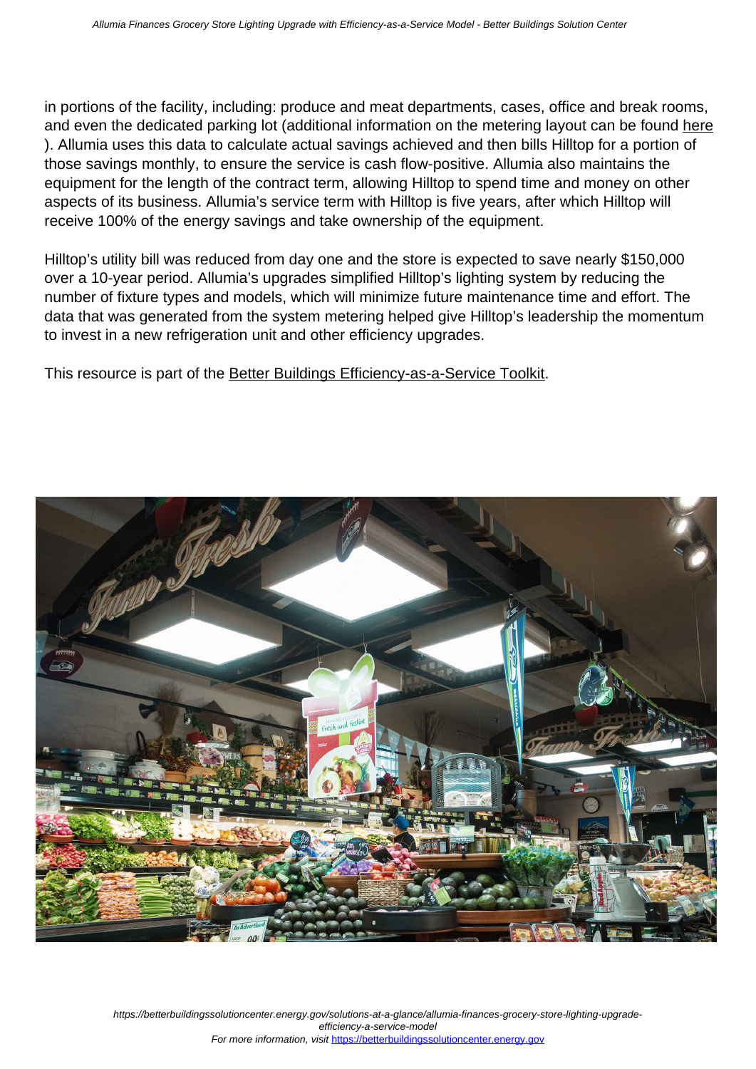in portions of the facility, including: produce and meat departments, cases, office and break rooms, and even the dedicated parking lot (additional information on the metering layout can be found here ). Allumia uses this data to calculate actual savings achieved and then bills Hilltop for a portion of those savings monthly, to ensure the service is cash flow-positive. Allumia also maintains the equipment for the length of the contract term, allowing Hilltop to spend time and money on other aspects of its business. Allumia's service term with Hilltop is five years, after which Hilltop will receive 100% of the energy savings and take ownership of the equipment.

Hilltop's utility bill was reduced from day one and the store is expected to save nearly $150,000 over a 10-year period. Allumia's upgrades simplified Hilltop's lighting system by reducing the number of fixture types and models, which will minimize future maintenance time and effort. The data that was generated from the system metering helped give Hilltop's leadership the momentum to invest in a new refrigeration unit and other efficiency upgrades.

This resource is part of the Better Buildings Efficiency-as-a-Service Toolkit.